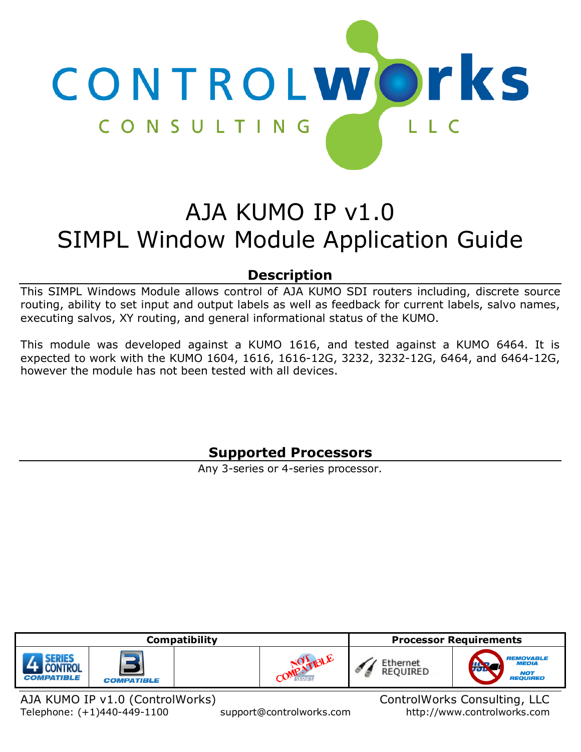# AJA KUMO IP v1.0
# SIMPL Window Module Application Guide

## Description

This SIMPL Windows Module allows control of AJA KUMO SDI routers including, discrete source routing, ability to set input and output labels as well as feedback for current labels, salvo names, executing salvos, XY routing, and general informational status of the KUMO.

This module was developed against a KUMO 1616, and tested against a KUMO 6464. It is expected to work with the KUMO 1604, 1616, 1616-12G, 3232, 3232-12G, 6464, and 6464-12G, however the module has not been tested with all devices.

## Supported Processors

Any 3-series or 4-series processor.

| Compatibility | | | | Processor Requirements | |
|---|---|---|---|---|---|
| 4 SERIES CONTROL COMPATIBLE | 3 COMPATIBLE | | NOT COMPATIBLE SERIES | Ethernet REQUIRED | REMOVABLE MEDIA NOT REQUIRED |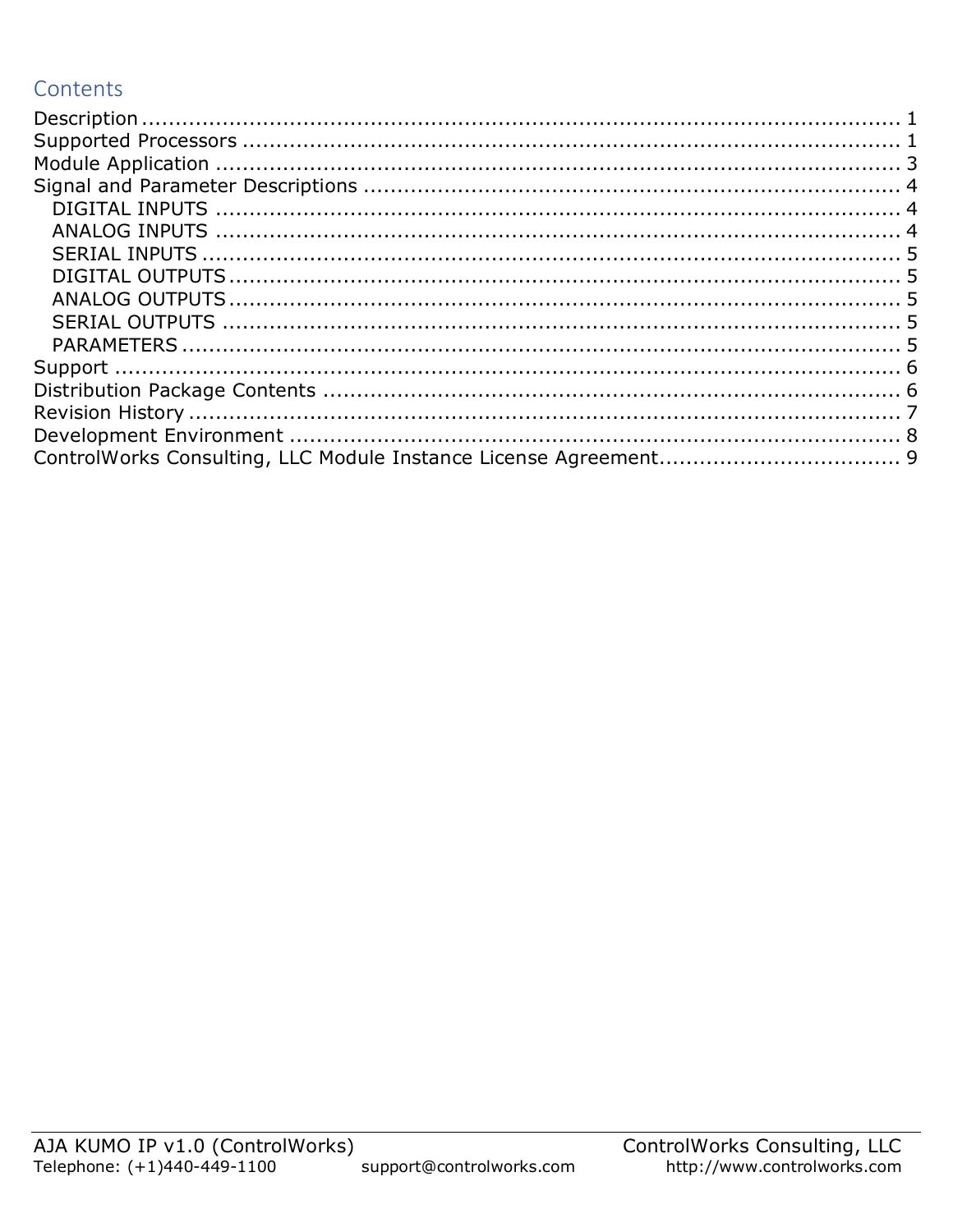# Contents

Description ........................................................................................................ 1
Supported Processors ........................................................................................ 1
Module Application ............................................................................................ 3
Signal and Parameter Descriptions .................................................................... 4
  DIGITAL INPUTS .............................................................................................. 4
  ANALOG INPUTS .............................................................................................. 4
  SERIAL INPUTS ................................................................................................ 5
  DIGITAL OUTPUTS ............................................................................................ 5
  ANALOG OUTPUTS ............................................................................................ 5
  SERIAL OUTPUTS .............................................................................................. 5
  PARAMETERS .................................................................................................... 5
Support ............................................................................................................... 6
Distribution Package Contents ........................................................................... 6
Revision History .................................................................................................. 7
Development Environment ................................................................................. 8
ControlWorks Consulting, LLC Module Instance License Agreement .................................. 9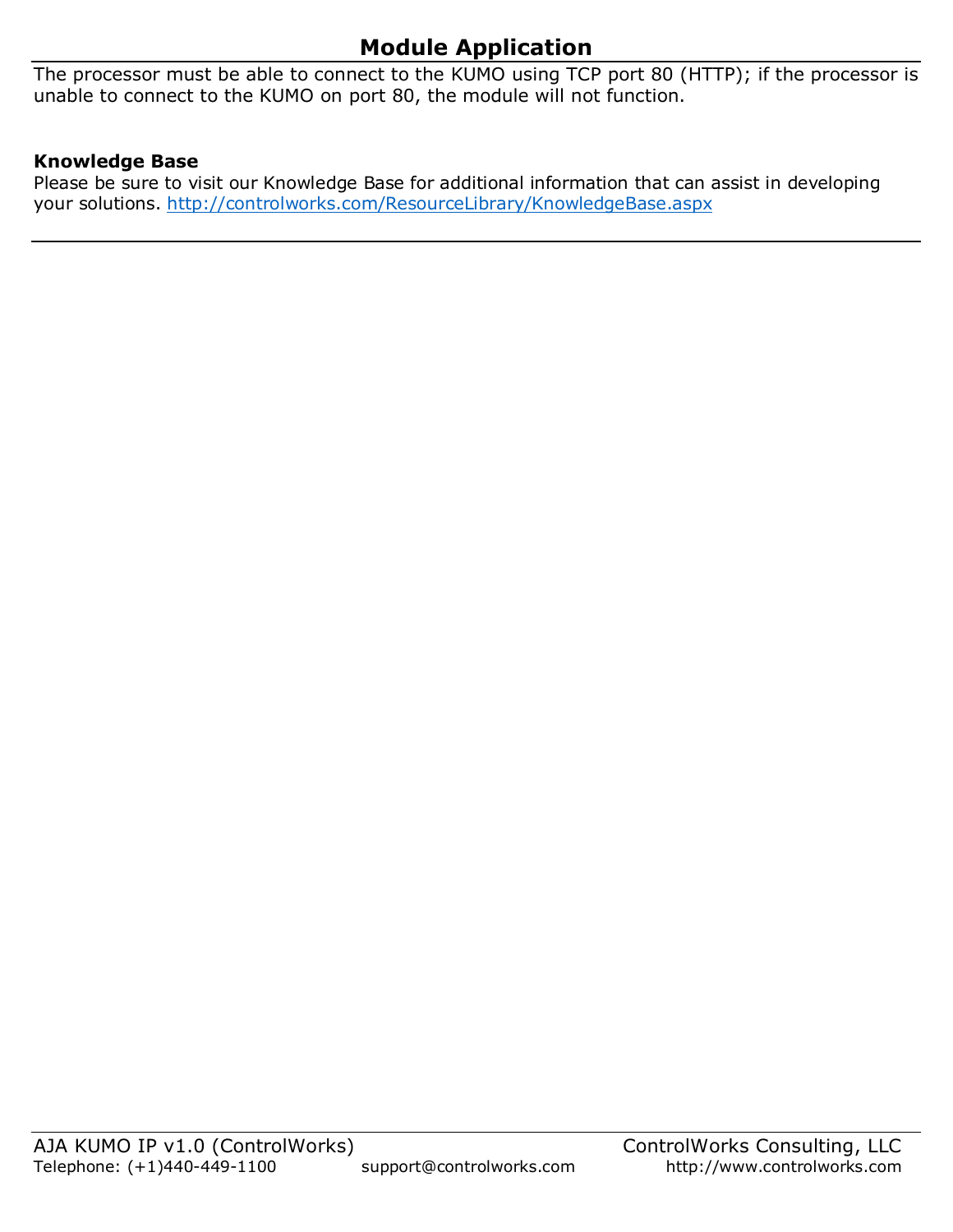## Module Application

The processor must be able to connect to the KUMO using TCP port 80 (HTTP); if the processor is unable to connect to the KUMO on port 80, the module will not function.

**Knowledge Base**

Please be sure to visit our Knowledge Base for additional information that can assist in developing your solutions. [http://controlworks.com/ResourceLibrary/KnowledgeBase.aspx](http://controlworks.com/ResourceLibrary/KnowledgeBase.aspx)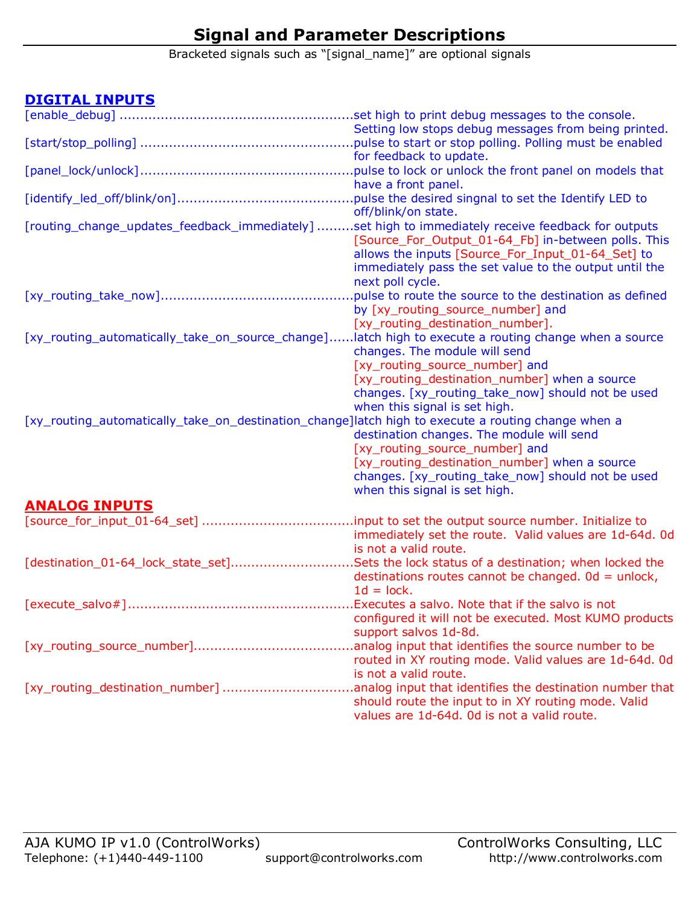# Signal and Parameter Descriptions

Bracketed signals such as "[signal_name]" are optional signals

## DIGITAL INPUTS

[enable_debug] ........................................................set high to print debug messages to the console. Setting low stops debug messages from being printed.

[start/stop_polling] ...................................................pulse to start or stop polling. Polling must be enabled for feedback to update.

[panel_lock/unlock]...................................................pulse to lock or unlock the front panel on models that have a front panel.

[identify_led_off/blink/on]..........................................pulse the desired singnal to set the Identify LED to off/blink/on state.

[routing_change_updates_feedback_immediately] .........set high to immediately receive feedback for outputs [Source_For_Output_01-64_Fb] in-between polls. This allows the inputs [Source_For_Input_01-64_Set] to immediately pass the set value to the output until the next poll cycle.

[xy_routing_take_now]..............................................pulse to route the source to the destination as defined by [xy_routing_source_number] and [xy_routing_destination_number].

[xy_routing_automatically_take_on_source_change]......latch high to execute a routing change when a source changes. The module will send [xy_routing_source_number] and [xy_routing_destination_number] when a source changes. [xy_routing_take_now] should not be used when this signal is set high.

[xy_routing_automatically_take_on_destination_change]latch high to execute a routing change when a destination changes. The module will send [xy_routing_source_number] and [xy_routing_destination_number] when a source changes. [xy_routing_take_now] should not be used when this signal is set high.

## ANALOG INPUTS

[source_for_input_01-64_set] ....................................input to set the output source number. Initialize to immediately set the route. Valid values are 1d-64d. 0d is not a valid route.

[destination_01-64_lock_state_set].............................Sets the lock status of a destination; when locked the destinations routes cannot be changed. 0d = unlock, 1d = lock.

[execute_salvo#]......................................................Executes a salvo. Note that if the salvo is not configured it will not be executed. Most KUMO products support salvos 1d-8d.

[xy_routing_source_number]......................................analog input that identifies the source number to be routed in XY routing mode. Valid values are 1d-64d. 0d is not a valid route.

[xy_routing_destination_number] ...............................analog input that identifies the destination number that should route the input to in XY routing mode. Valid values are 1d-64d. 0d is not a valid route.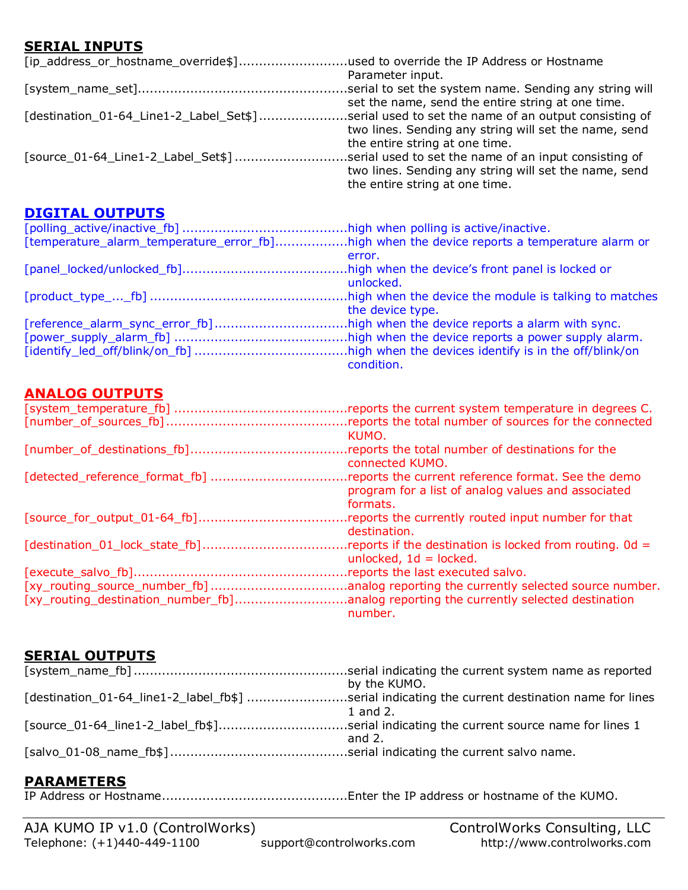## SERIAL INPUTS

[ip_address_or_hostname_override$]..........................used to override the IP Address or Hostname Parameter input.
[system_name_set]..................................................serial to set the system name. Sending any string will set the name, send the entire string at one time.
[destination_01-64_Line1-2_Label_Set$].....................serial used to set the name of an output consisting of two lines. Sending any string will set the name, send the entire string at one time.
[source_01-64_Line1-2_Label_Set$] ...........................serial used to set the name of an input consisting of two lines. Sending any string will set the name, send the entire string at one time.

## DIGITAL OUTPUTS

[polling_active/inactive_fb] .......................................high when polling is active/inactive.
[temperature_alarm_temperature_error_fb].................high when the device reports a temperature alarm or error.
[panel_locked/unlocked_fb].......................................high when the device's front panel is locked or unlocked.
[product_type_..._fb] ................................................high when the device the module is talking to matches the device type.
[reference_alarm_sync_error_fb]................................high when the device reports a alarm with sync.
[power_supply_alarm_fb] ..........................................high when the device reports a power supply alarm.
[identify_led_off/blink/on_fb] .....................................high when the devices identify is in the off/blink/on condition.

## ANALOG OUTPUTS

[system_temperature_fb] ..........................................reports the current system temperature in degrees C.
[number_of_sources_fb]............................................reports the total number of sources for the connected KUMO.
[number_of_destinations_fb]......................................reports the total number of destinations for the connected KUMO.
[detected_reference_format_fb] .................................reports the current reference format. See the demo program for a list of analog values and associated formats.
[source_for_output_01-64_fb]....................................reports the currently routed input number for that destination.
[destination_01_lock_state_fb]...................................reports if the destination is locked from routing. 0d = unlocked, 1d = locked.
[execute_salvo_fb]....................................................reports the last executed salvo.
[xy_routing_source_number_fb].................................analog reporting the currently selected source number.
[xy_routing_destination_number_fb]...........................analog reporting the currently selected destination number.

## SERIAL OUTPUTS

[system_name_fb]....................................................serial indicating the current system name as reported by the KUMO.
[destination_01-64_line1-2_label_fb$] .........................serial indicating the current destination name for lines 1 and 2.
[source_01-64_line1-2_label_fb$]...............................serial indicating the current source name for lines 1 and 2.
[salvo_01-08_name_fb$]...........................................serial indicating the current salvo name.

## PARAMETERS

IP Address or Hostname.............................................Enter the IP address or hostname of the KUMO.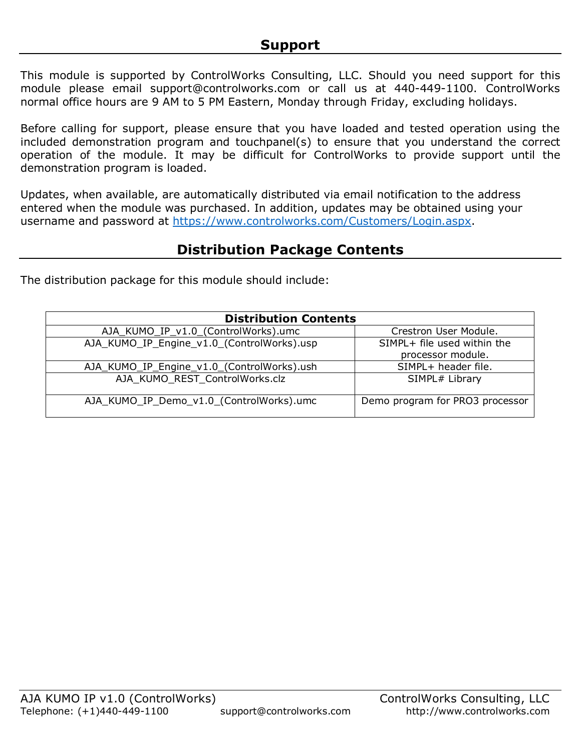## Support

This module is supported by ControlWorks Consulting, LLC. Should you need support for this module please email support@controlworks.com or call us at 440-449-1100. ControlWorks normal office hours are 9 AM to 5 PM Eastern, Monday through Friday, excluding holidays.

Before calling for support, please ensure that you have loaded and tested operation using the included demonstration program and touchpanel(s) to ensure that you understand the correct operation of the module. It may be difficult for ControlWorks to provide support until the demonstration program is loaded.

Updates, when available, are automatically distributed via email notification to the address entered when the module was purchased. In addition, updates may be obtained using your username and password at [https://www.controlworks.com/Customers/Login.aspx](https://www.controlworks.com/Customers/Login.aspx).

## Distribution Package Contents

The distribution package for this module should include:

| Distribution Contents | |
|---|---|
| AJA_KUMO_IP_v1.0_(ControlWorks).umc | Crestron User Module. |
| AJA_KUMO_IP_Engine_v1.0_(ControlWorks).usp | SIMPL+ file used within the processor module. |
| AJA_KUMO_IP_Engine_v1.0_(ControlWorks).ush | SIMPL+ header file. |
| AJA_KUMO_REST_ControlWorks.clz | SIMPL# Library |
| AJA_KUMO_IP_Demo_v1.0_(ControlWorks).umc | Demo program for PRO3 processor |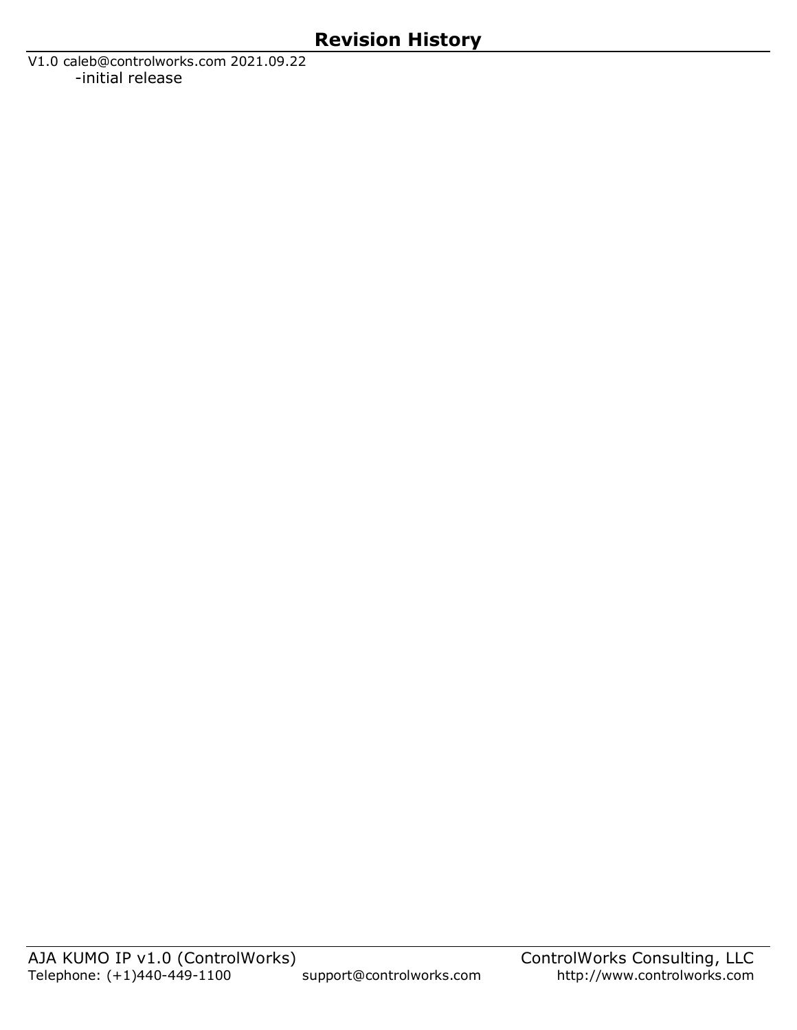## Revision History

V1.0 caleb@controlworks.com 2021.09.22

- initial release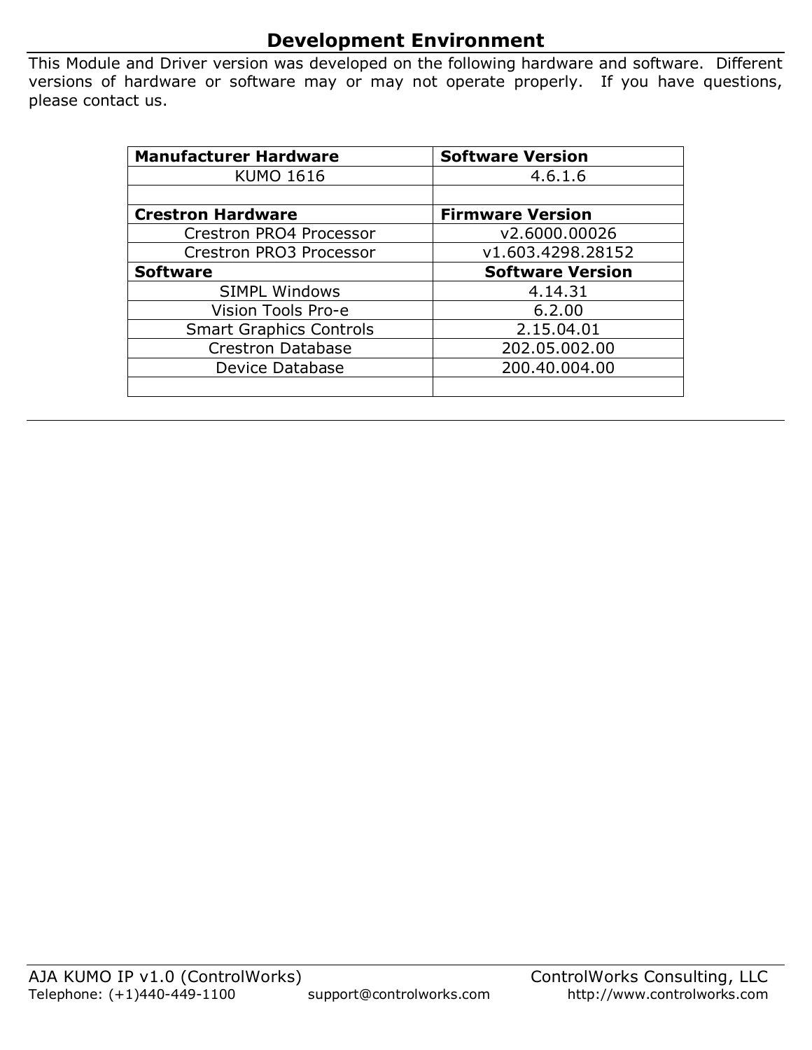## Development Environment

This Module and Driver version was developed on the following hardware and software. Different versions of hardware or software may or may not operate properly. If you have questions, please contact us.

| **Manufacturer Hardware** | **Software Version** |
|---|---|
| KUMO 1616 | 4.6.1.6 |
| | |
| **Crestron Hardware** | **Firmware Version** |
| Crestron PRO4 Processor | v2.6000.00026 |
| Crestron PRO3 Processor | v1.603.4298.28152 |
| **Software** | **Software Version** |
| SIMPL Windows | 4.14.31 |
| Vision Tools Pro-e | 6.2.00 |
| Smart Graphics Controls | 2.15.04.01 |
| Crestron Database | 202.05.002.00 |
| Device Database | 200.40.004.00 |
| | |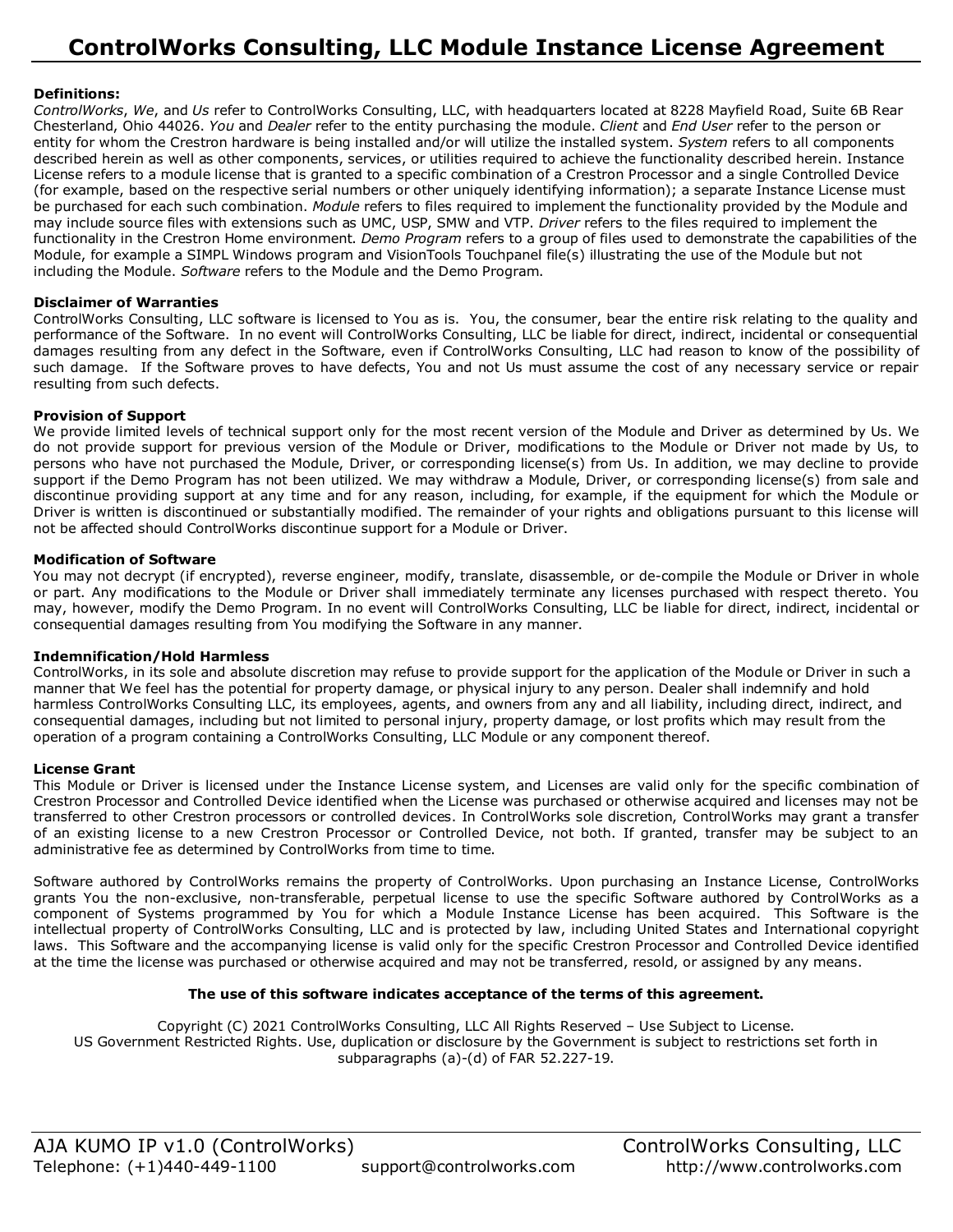# ControlWorks Consulting, LLC Module Instance License Agreement

**Definitions:**
*ControlWorks*, *We*, and *Us* refer to ControlWorks Consulting, LLC, with headquarters located at 8228 Mayfield Road, Suite 6B Rear Chesterland, Ohio 44026. *You* and *Dealer* refer to the entity purchasing the module. *Client* and *End User* refer to the person or entity for whom the Crestron hardware is being installed and/or will utilize the installed system. *System* refers to all components described herein as well as other components, services, or utilities required to achieve the functionality described herein. Instance License refers to a module license that is granted to a specific combination of a Crestron Processor and a single Controlled Device (for example, based on the respective serial numbers or other uniquely identifying information); a separate Instance License must be purchased for each such combination. *Module* refers to files required to implement the functionality provided by the Module and may include source files with extensions such as UMC, USP, SMW and VTP. *Driver* refers to the files required to implement the functionality in the Crestron Home environment. *Demo Program* refers to a group of files used to demonstrate the capabilities of the Module, for example a SIMPL Windows program and VisionTools Touchpanel file(s) illustrating the use of the Module but not including the Module. *Software* refers to the Module and the Demo Program.

**Disclaimer of Warranties**
ControlWorks Consulting, LLC software is licensed to You as is. You, the consumer, bear the entire risk relating to the quality and performance of the Software. In no event will ControlWorks Consulting, LLC be liable for direct, indirect, incidental or consequential damages resulting from any defect in the Software, even if ControlWorks Consulting, LLC had reason to know of the possibility of such damage. If the Software proves to have defects, You and not Us must assume the cost of any necessary service or repair resulting from such defects.

**Provision of Support**
We provide limited levels of technical support only for the most recent version of the Module and Driver as determined by Us. We do not provide support for previous version of the Module or Driver, modifications to the Module or Driver not made by Us, to persons who have not purchased the Module, Driver, or corresponding license(s) from Us. In addition, we may decline to provide support if the Demo Program has not been utilized. We may withdraw a Module, Driver, or corresponding license(s) from sale and discontinue providing support at any time and for any reason, including, for example, if the equipment for which the Module or Driver is written is discontinued or substantially modified. The remainder of your rights and obligations pursuant to this license will not be affected should ControlWorks discontinue support for a Module or Driver.

**Modification of Software**
You may not decrypt (if encrypted), reverse engineer, modify, translate, disassemble, or de-compile the Module or Driver in whole or part. Any modifications to the Module or Driver shall immediately terminate any licenses purchased with respect thereto. You may, however, modify the Demo Program. In no event will ControlWorks Consulting, LLC be liable for direct, indirect, incidental or consequential damages resulting from You modifying the Software in any manner.

**Indemnification/Hold Harmless**
ControlWorks, in its sole and absolute discretion may refuse to provide support for the application of the Module or Driver in such a manner that We feel has the potential for property damage, or physical injury to any person. Dealer shall indemnify and hold harmless ControlWorks Consulting LLC, its employees, agents, and owners from any and all liability, including direct, indirect, and consequential damages, including but not limited to personal injury, property damage, or lost profits which may result from the operation of a program containing a ControlWorks Consulting, LLC Module or any component thereof.

**License Grant**
This Module or Driver is licensed under the Instance License system, and Licenses are valid only for the specific combination of Crestron Processor and Controlled Device identified when the License was purchased or otherwise acquired and licenses may not be transferred to other Crestron processors or controlled devices. In ControlWorks sole discretion, ControlWorks may grant a transfer of an existing license to a new Crestron Processor or Controlled Device, not both. If granted, transfer may be subject to an administrative fee as determined by ControlWorks from time to time.

Software authored by ControlWorks remains the property of ControlWorks. Upon purchasing an Instance License, ControlWorks grants You the non-exclusive, non-transferable, perpetual license to use the specific Software authored by ControlWorks as a component of Systems programmed by You for which a Module Instance License has been acquired. This Software is the intellectual property of ControlWorks Consulting, LLC and is protected by law, including United States and International copyright laws. This Software and the accompanying license is valid only for the specific Crestron Processor and Controlled Device identified at the time the license was purchased or otherwise acquired and may not be transferred, resold, or assigned by any means.

**The use of this software indicates acceptance of the terms of this agreement.**

Copyright (C) 2021 ControlWorks Consulting, LLC All Rights Reserved – Use Subject to License.
US Government Restricted Rights. Use, duplication or disclosure by the Government is subject to restrictions set forth in subparagraphs (a)-(d) of FAR 52.227-19.